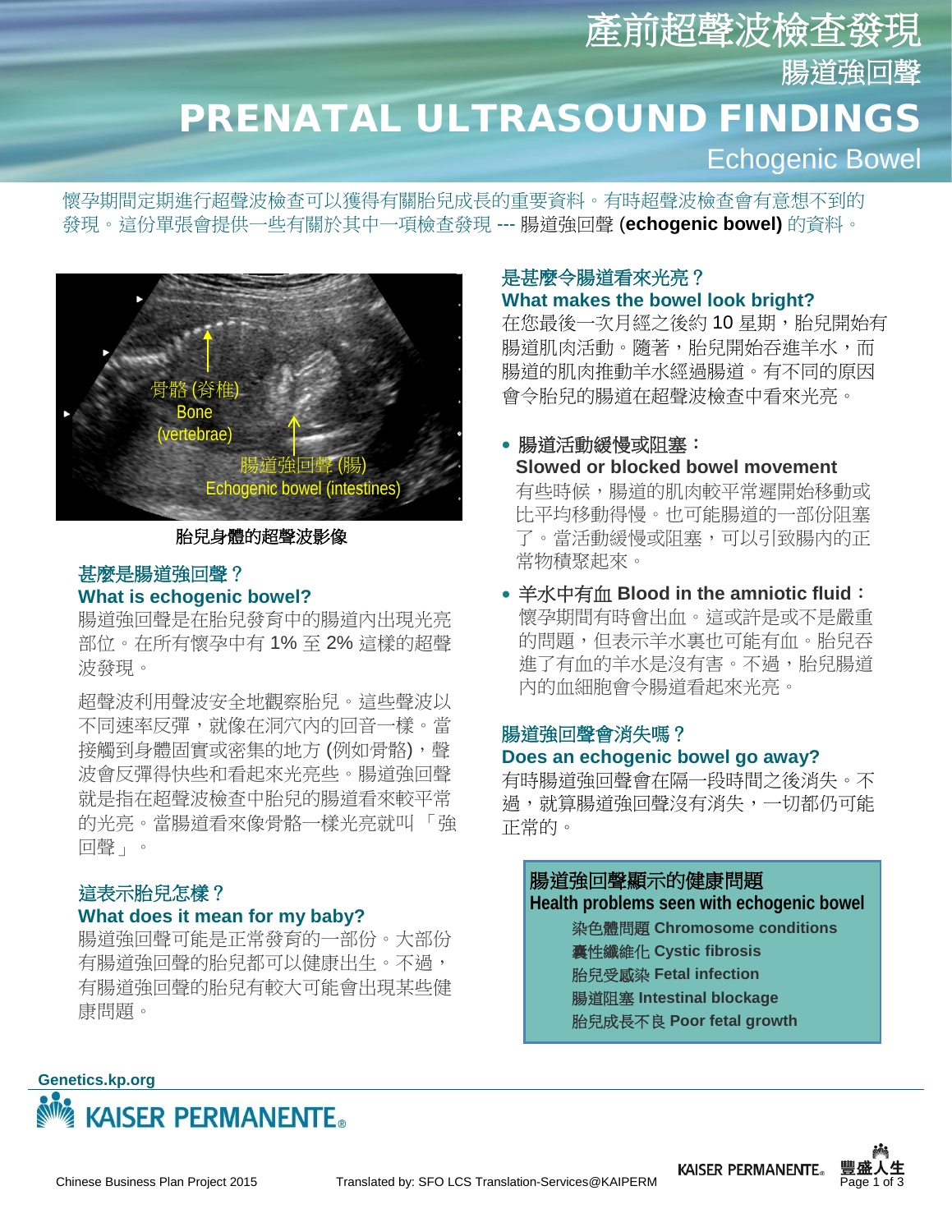# 產前超聲波檢查發現

## 腸道強回聲

# PRENATAL ULTRASOUND FINDINGS

## Echogenic Bowel

懷孕期間定期進行超聲波檢查可以獲得有關胎兒成長的重要資料。有時超聲波檢查會有意想不到的發現。這份單張會提供一些有關於其中一項檢查發現 --- 腸道強回聲 **(echogenic bowel)** 的資料。

骨骼 (脊椎)
Bone
(vertebrae)

腸道強回聲 (腸)
Echogenic bowel (intestines)

**胎兒身體的超聲波影像**

### 甚麼是腸道強回聲？
### What is echogenic bowel?

腸道強回聲是在胎兒發育中的腸道內出現光亮部位。在所有懷孕中有 1% 至 2% 這樣的超聲波發現。

超聲波利用聲波安全地觀察胎兒。這些聲波以不同速率反彈，就像在洞穴內的回音一樣。當接觸到身體固實或密集的地方 (例如骨骼)，聲波會反彈得快些和看起來光亮些。腸道強回聲就是指在超聲波檢查中胎兒的腸道看來較平常的光亮。當腸道看來像骨骼一樣光亮就叫「強回聲」。

### 這表示胎兒怎樣？
### What does it mean for my baby?

腸道強回聲可能是正常發育的一部份。大部份有腸道強回聲的胎兒都可以健康出生。不過，有腸道強回聲的胎兒有較大可能會出現某些健康問題。

### 是甚麼令腸道看來光亮？
### What makes the bowel look bright?

在您最後一次月經之後約 10 星期，胎兒開始有腸道肌肉活動。隨著，胎兒開始吞進羊水，而腸道的肌肉推動羊水經過腸道。有不同的原因會令胎兒的腸道在超聲波檢查中看來光亮。

- **腸道活動緩慢或阻塞：**
  **Slowed or blocked bowel movement**
  有些時候，腸道的肌肉較平常遲開始移動或比平均移動得慢。也可能腸道的一部份阻塞了。當活動緩慢或阻塞，可以引致腸內的正常物積聚起來。
- **羊水中有血 Blood in the amniotic fluid：**
  懷孕期間有時會出血。這或許是或不是嚴重的問題，但表示羊水裏也可能有血。胎兒吞進了有血的羊水是沒有害。不過，胎兒腸道內的血細胞會令腸道看起來光亮。

### 腸道強回聲會消失嗎？
### Does an echogenic bowel go away?

有時腸道強回聲會在隔一段時間之後消失。不過，就算腸道強回聲沒有消失，一切都仍可能正常的。

**腸道強回聲顯示的健康問題**
**Health problems seen with echogenic bowel**

- 染色體問題 **Chromosome conditions**
- 囊性纖維化 **Cystic fibrosis**
- 胎兒受感染 **Fetal infection**
- 腸道阻塞 **Intestinal blockage**
- 胎兒成長不良 **Poor fetal growth**

**Genetics.kp.org**

KAISER PERMANENTE®

Chinese Business Plan Project 2015 　 Translated by: SFO LCS Translation-Services@KAIPERM

KAISER PERMANENTE® 豐盛人生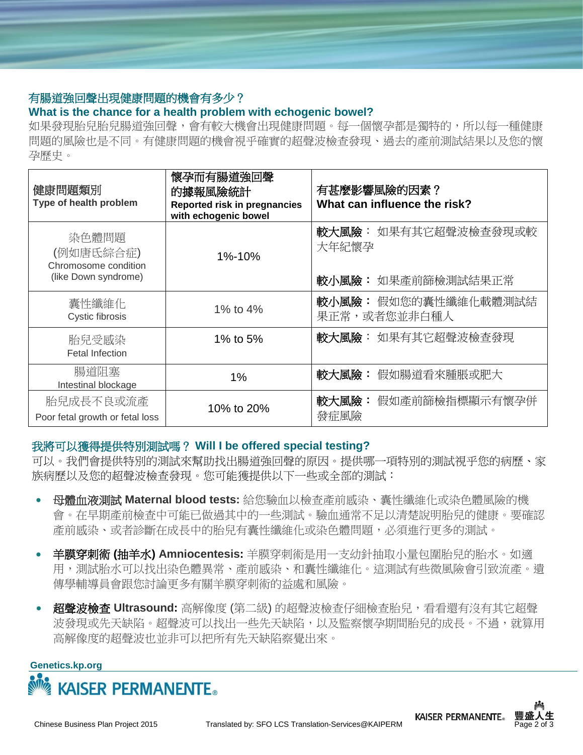## 有腸道強回聲出現健康問題的機會有多少？
## What is the chance for a health problem with echogenic bowel?

如果發現胎兒胎兒腸道強回聲，會有較大機會出現健康問題。每一個懷孕都是獨特的，所以每一種健康問題的風險也是不同。有健康問題的機會視乎確實的超聲波檢查發現、過去的產前測試結果以及您的懷孕歷史。

| 健康問題類別<br>**Type of health problem** | 懷孕而有腸道強回聲的據報風險統計<br>**Reported risk in pregnancies with echogenic bowel** | 有甚麼影響風險的因素？<br>**What can influence the risk?** |
|---|---|---|
| 染色體問題 (例如唐氏綜合症)<br>Chromosome condition (like Down syndrome) | 1%-10% | **較大風險：** 如果有其它超聲波檢查發現或較大年紀懷孕<br><br>**較小風險：** 如果產前篩檢測試結果正常 |
| 囊性纖維化<br>Cystic fibrosis | 1% to 4% | **較小風險：** 假如您的囊性纖維化載體測試結果正常，或者您並非白種人 |
| 胎兒受感染<br>Fetal Infection | 1% to 5% | **較大風險：** 如果有其它超聲波檢查發現 |
| 腸道阻塞<br>Intestinal blockage | 1% | **較大風險：** 假如腸道看來腫脹或肥大 |
| 胎兒成長不良或流產<br>Poor fetal growth or fetal loss | 10% to 20% | **較大風險：** 假如產前篩檢指標顯示有懷孕併發症風險 |

## 我將可以獲得提供特別測試嗎？ Will I be offered special testing?

可以。我們會提供特別的測試來幫助找出腸道強回聲的原因。提供哪一項特別的測試視乎您的病歷、家族病歷以及您的超聲波檢查發現。您可能獲提供以下一些或全部的測試：

- **母體血液測試 Maternal blood tests:** 給您驗血以檢查產前感染、囊性纖維化或染色體風險的機會。在早期產前檢查中可能已做過其中的一些測試。驗血通常不足以清楚說明胎兒的健康。要確認產前感染、或者診斷在成長中的胎兒有囊性纖維化或染色體問題，必須進行更多的測試。
- **羊膜穿刺術 (抽羊水) Amniocentesis:** 羊膜穿刺術是用一支幼針抽取小量包圍胎兒的胎水。如適用，測試胎水可以找出染色體異常、產前感染、和囊性纖維化。這測試有些微風險會引致流產。遺傳學輔導員會跟您討論更多有關羊膜穿刺術的益處和風險。
- **超聲波檢查 Ultrasound:** 高解像度 (第二級) 的超聲波檢查仔細檢查胎兒，看看還有沒有其它超聲波發現或先天缺陷。超聲波可以找出一些先天缺陷，以及監察懷孕期間胎兒的成長。不過，就算用高解像度的超聲波也並非可以把所有先天缺陷察覺出來。

Genetics.kp.org

KAISER PERMANENTE®

Chinese Business Plan Project 2015 Translated by: SFO LCS Translation-Services@KAIPERM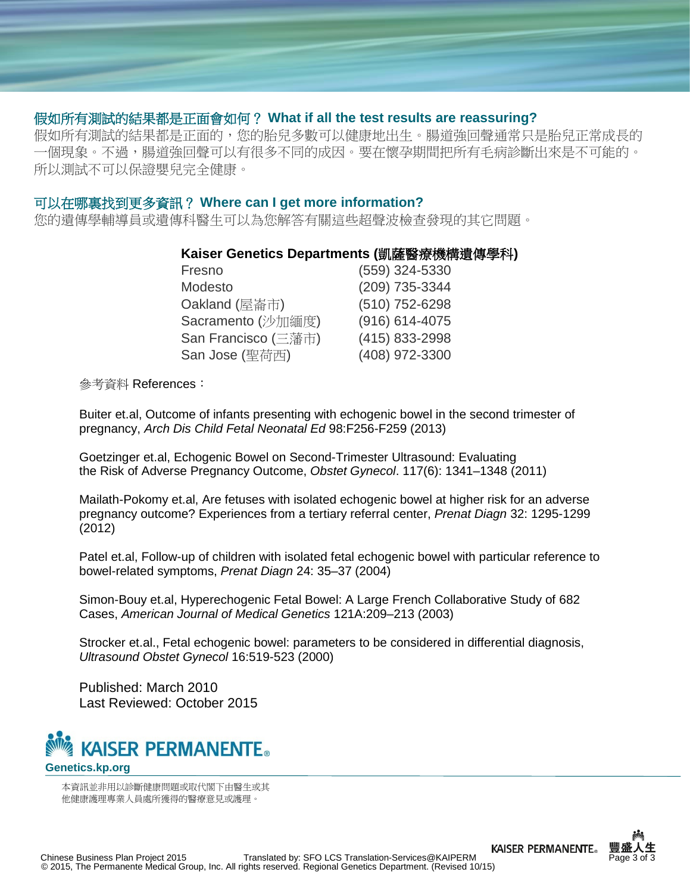## 假如所有測試的結果都是正面會如何？ What if all the test results are reassuring?

假如所有測試的結果都是正面的，您的胎兒多數可以健康地出生。腸道強回聲通常只是胎兒正常成長的一個現象。不過，腸道強回聲可以有很多不同的成因。要在懷孕期間把所有毛病診斷出來是不可能的。所以測試不可以保證嬰兒完全健康。

## 可以在哪裏找到更多資訊？ Where can I get more information?

您的遺傳學輔導員或遺傳科醫生可以為您解答有關這些超聲波檢查發現的其它問題。

**Kaiser Genetics Departments (凱薩醫療機構遺傳學科)**

| | |
|---|---|
| Fresno | (559) 324-5330 |
| Modesto | (209) 735-3344 |
| Oakland (屋崙市) | (510) 752-6298 |
| Sacramento (沙加緬度) | (916) 614-4075 |
| San Francisco (三藩市) | (415) 833-2998 |
| San Jose (聖荷西) | (408) 972-3300 |

參考資料 References：

Buiter et.al, Outcome of infants presenting with echogenic bowel in the second trimester of pregnancy, *Arch Dis Child Fetal Neonatal Ed* 98:F256-F259 (2013)

Goetzinger et.al, Echogenic Bowel on Second-Trimester Ultrasound: Evaluating the Risk of Adverse Pregnancy Outcome, *Obstet Gynecol*. 117(6): 1341–1348 (2011)

Mailath-Pokomy et.al, Are fetuses with isolated echogenic bowel at higher risk for an adverse pregnancy outcome? Experiences from a tertiary referral center, *Prenat Diagn* 32: 1295-1299 (2012)

Patel et.al, Follow-up of children with isolated fetal echogenic bowel with particular reference to bowel-related symptoms, *Prenat Diagn* 24: 35–37 (2004)

Simon-Bouy et.al, Hyperechogenic Fetal Bowel: A Large French Collaborative Study of 682 Cases, *American Journal of Medical Genetics* 121A:209–213 (2003)

Strocker et.al., Fetal echogenic bowel: parameters to be considered in differential diagnosis, *Ultrasound Obstet Gynecol* 16:519-523 (2000)

Published: March 2010
Last Reviewed: October 2015

KAISER PERMANENTE®
**Genetics.kp.org**

本資訊並非用以診斷健康問題或取代閣下由醫生或其他健康護理專業人員處所獲得的醫療意見或護理。

Chinese Business Plan Project 2015 Translated by: SFO LCS Translation-Services@KAIPERM
© 2015, The Permanente Medical Group, Inc. All rights reserved. Regional Genetics Department. (Revised 10/15)

KAISER PERMANENTE® 豐盛人生